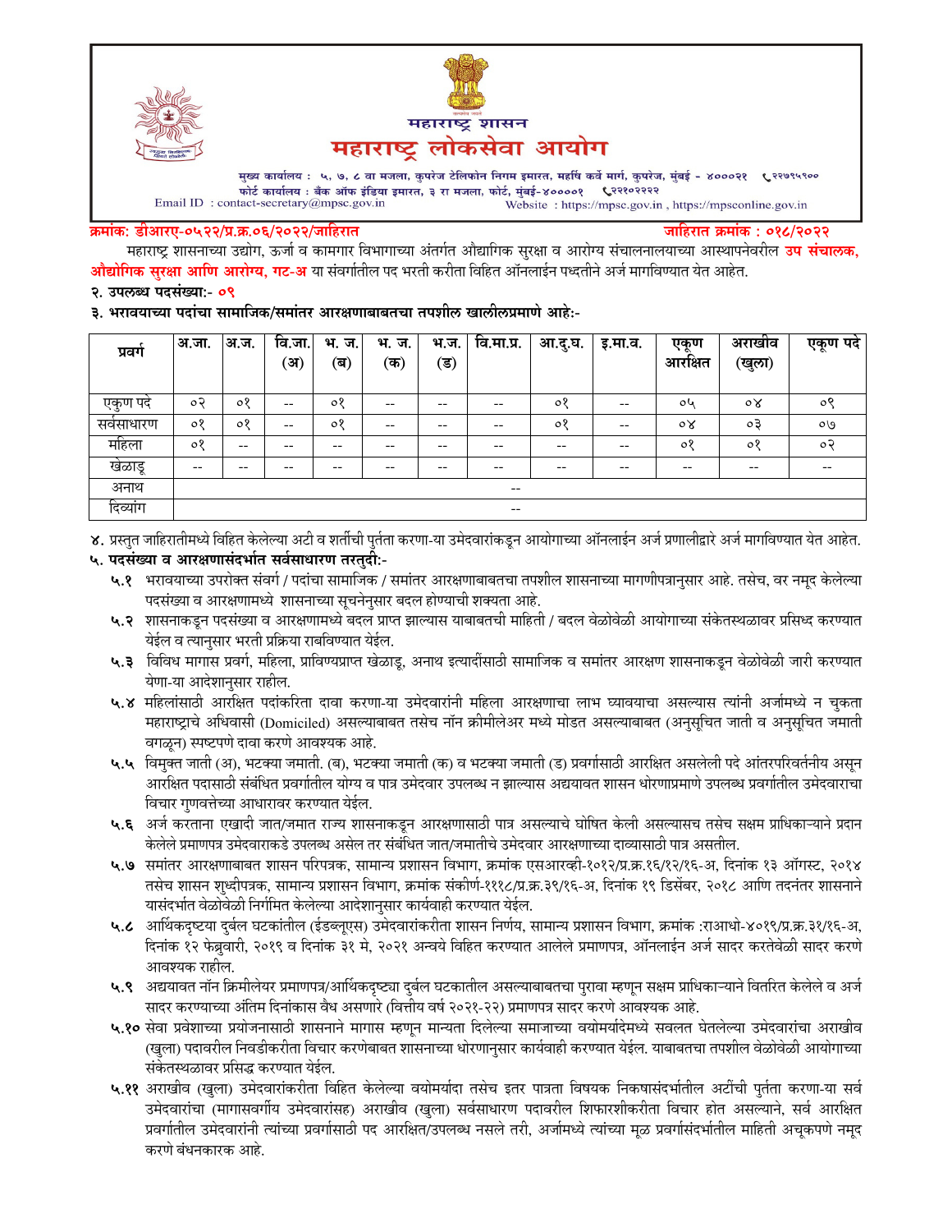# महाराष्ट्र शासन
# महाराष्ट्र लोकसेवा आयोग

मुख्य कार्यालय : ५, ७, ८ वा मजला, कुपरेज टेलिफोन निगम इमारत, महर्षि कर्वे मार्ग, कुपरेज, मुंबई - ४०००२१ ☎२२७९५९००
फोर्ट कार्यालय : बँक ऑफ इंडिया इमारत, ३ रा मजला, फोर्ट, मुंबई-४००००१ ☎२२१०२२२२
Email ID : contact-secretary@mpsc.gov.in Website : https://mpsc.gov.in , https://mpsconline.gov.in

**क्रमांक: डीआरए-०५२२/प्र.क्र.०६/२०२२/जाहिरात** **जाहिरात क्रमांक : ०१८/२०२२**

महाराष्ट्र शासनाच्या उद्योग, ऊर्जा व कामगार विभागाच्या अंतर्गत औद्योगिक सुरक्षा व आरोग्य संचालनालयाच्या आस्थापनेवरील **उप संचालक, औद्योगिक सुरक्षा आणि आरोग्य, गट-अ** या संवर्गातील पद भरती करीता विहित ऑनलाईन पध्दतीने अर्ज मागविण्यात येत आहेत.

**२. उपलब्ध पदसंख्या:- ०९**

**३. भरावयाच्या पदांचा सामाजिक/समांतर आरक्षणाबाबतचा तपशील खालीलप्रमाणे आहे:-**

| प्रवर्ग | अ.जा. | अ.ज. | वि.जा. (अ) | भ. ज. (ब) | भ. ज. (क) | भ.ज. (ड) | वि.मा.प्र. | आ.दु.घ. | इ.मा.व. | एकूण आरक्षित | अराखीव (खुला) | एकूण पदे |
|---|---|---|---|---|---|---|---|---|---|---|---|---|
| एकुण पदे | ०२ | ०१ | -- | ०१ | -- | -- | -- | ०१ | -- | ०५ | ०४ | ०९ |
| सर्वसाधारण | ०१ | ०१ | -- | ०१ | -- | -- | -- | ०१ | -- | ०४ | ०३ | ०७ |
| महिला | ०१ | -- | -- | -- | -- | -- | -- | -- | -- | ०१ | ०१ | ०२ |
| खेळाडू | -- | -- | -- | -- | -- | -- | -- | -- | -- | -- | -- | -- |
| अनाथ | -- | | | | | | | | | | | |
| दिव्यांग | -- | | | | | | | | | | | |

४. प्रस्तुत जाहिरातीमध्ये विहित केलेल्या अटी व शर्तीची पुर्तता करणा-या उमेदवारांकडून आयोगाच्या ऑनलाईन अर्ज प्रणालीद्वारे अर्ज मागविण्यात येत आहेत.

**५. पदसंख्या व आरक्षणासंदर्भात सर्वसाधारण तरतुदी:-**

**५.१** भरावयाच्या उपरोक्त संवर्ग / पदांचा सामाजिक / समांतर आरक्षणाबाबतचा तपशील शासनाच्या मागणीपत्रानुसार आहे. तसेच, वर नमूद केलेल्या पदसंख्या व आरक्षणामध्ये शासनाच्या सूचनेनुसार बदल होण्याची शक्यता आहे.

**५.२** शासनाकडून पदसंख्या व आरक्षणामध्ये बदल प्राप्त झाल्यास याबाबतची माहिती / बदल वेळोवेळी आयोगाच्या संकेतस्थळावर प्रसिध्द करण्यात येईल व त्यानुसार भरती प्रक्रिया राबविण्यात येईल.

**५.३** विविध मागास प्रवर्ग, महिला, प्राविण्यप्राप्त खेळाडू, अनाथ इत्यादींसाठी सामाजिक व समांतर आरक्षण शासनाकडून वेळोवेळी जारी करण्यात येणा-या आदेशानुसार राहील.

**५.४** महिलांसाठी आरक्षित पदांकरिता दावा करणा-या उमेदवारांनी महिला आरक्षणाचा लाभ घ्यावयाचा असल्यास त्यांनी अर्जामध्ये न चुकता महाराष्ट्राचे अधिवासी (Domiciled) असल्याबाबत तसेच नॉन क्रीमीलेअर मध्ये मोडत असल्याबाबत (अनुसूचित जाती व अनुसूचित जमाती वगळून) स्पष्टपणे दावा करणे आवश्यक आहे.

**५.५** विमुक्त जाती (अ), भटक्या जमाती. (ब), भटक्या जमाती (क) व भटक्या जमाती (ड) प्रवर्गासाठी आरक्षित असलेली पदे आंतरपरिवर्तनीय असून आरक्षित पदासाठी संबंधित प्रवर्गातील योग्य व पात्र उमेदवार उपलब्ध न झाल्यास अद्ययावत शासन धोरणाप्रमाणे उपलब्ध प्रवर्गातील उमेदवाराचा विचार गुणवत्तेच्या आधारावर करण्यात येईल.

**५.६** अर्ज करताना एखादी जात/जमात राज्य शासनाकडून आरक्षणासाठी पात्र असल्याचे घोषित केली असल्यासच तसेच सक्षम प्राधिकाऱ्याने प्रदान केलेले प्रमाणपत्र उमेदवाराकडे उपलब्ध असेल तर संबंधित जात/जमातीचे उमेदवार आरक्षणाच्या दाव्यासाठी पात्र असतील.

**५.७** समांतर आरक्षणाबाबत शासन परिपत्रक, सामान्य प्रशासन विभाग, क्रमांक एसआरव्ही-१०१२/प्र.क्र.१६/१२/१६-अ, दिनांक १३ ऑगस्ट, २०१४ तसेच शासन शुध्दीपत्रक, सामान्य प्रशासन विभाग, क्रमांक संकीर्ण-१११८/प्र.क्र.३९/१६-अ, दिनांक १९ डिसेंबर, २०१८ आणि तदनंतर शासनाने यासंदर्भात वेळोवेळी निर्गमित केलेल्या आदेशानुसार कार्यवाही करण्यात येईल.

**५.८** आर्थिकदृष्टया दुर्बल घटकांतील (ईडब्लूएस) उमेदवारांकरीता शासन निर्णय, सामान्य प्रशासन विभाग, क्रमांक :राआधो-४०१९/प्र.क्र.३१/१६-अ, दिनांक १२ फेब्रुवारी, २०१९ व दिनांक ३१ मे, २०२१ अन्वये विहित करण्यात आलेले प्रमाणपत्र, ऑनलाईन अर्ज सादर करतेवेळी सादर करणे आवश्यक राहील.

**५.९** अद्ययावत नॉन क्रिमीलेयर प्रमाणपत्र/आर्थिकदृष्ट्या दुर्बल घटकातील असल्याबाबतचा पुरावा म्हणून सक्षम प्राधिकाऱ्याने वितरित केलेले व अर्ज सादर करण्याच्या अंतिम दिनांकास वैध असणारे (वित्तीय वर्ष २०२१-२२) प्रमाणपत्र सादर करणे आवश्यक आहे.

**५.१०** सेवा प्रवेशाच्या प्रयोजनासाठी शासनाने मागास म्हणून मान्यता दिलेल्या समाजाच्या वयोमर्यादेमध्ये सवलत घेतलेल्या उमेदवारांचा अराखीव (खुला) पदावरील निवडीकरीता विचार करणेबाबत शासनाच्या धोरणानुसार कार्यवाही करण्यात येईल. याबाबतचा तपशील वेळोवेळी आयोगाच्या संकेतस्थळावर प्रसिद्ध करण्यात येईल.

**५.११** अराखीव (खुला) उमेदवारांकरीता विहित केलेल्या वयोमर्यादा तसेच इतर पात्रता विषयक निकषासंदर्भातील अटींची पुर्तता करणा-या सर्व उमेदवारांचा (मागासवर्गीय उमेदवारांसह) अराखीव (खुला) सर्वसाधारण पदावरील शिफारशीकरीता विचार होत असल्याने, सर्व आरक्षित प्रवर्गातील उमेदवारांनी त्यांच्या प्रवर्गासाठी पद आरक्षित/उपलब्ध नसले तरी, अर्जामध्ये त्यांच्या मूळ प्रवर्गासंदर्भातील माहिती अचूकपणे नमूद करणे बंधनकारक आहे.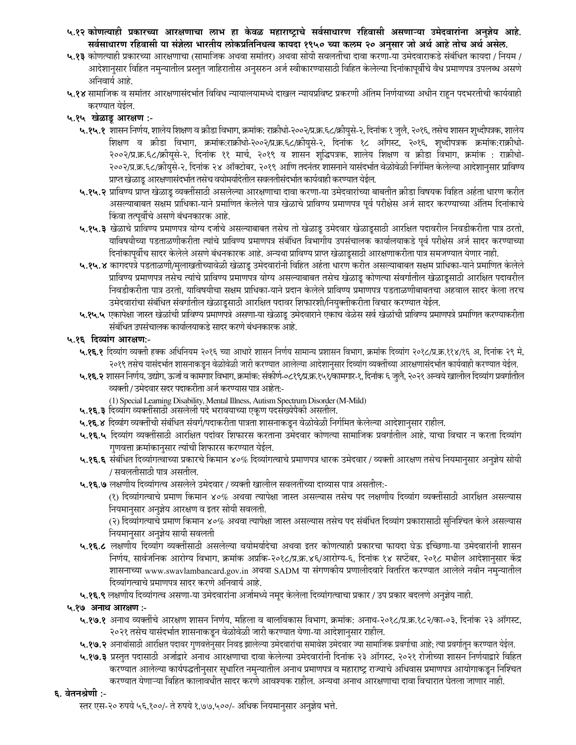**५.१२ कोणत्याही प्रकारच्या आरक्षणाचा लाभ हा केवळ महाराष्ट्राचे सर्वसाधारण रहिवासी असणाऱ्या उमेदवारांना अनुज्ञेय आहे. सर्वसाधारण रहिवासी या संज्ञेला भारतीय लोकप्रतिनिधत्व कायदा १९५० च्या कलम २० अनुसार जो अर्थ आहे तोच अर्थ असेल.**

**५.१३** कोणत्याही प्रकारच्या आरक्षणाचा (सामाजिक अथवा समांतर) अथवा सोयी सवलतींचा दावा करणा-या उमेदवाराकडे संबंधित कायदा / नियम / आदेशानुसार विहित नमुन्यातील प्रस्तुत जाहिरातीस अनुसरुन अर्ज स्वीकारण्यासाठी विहित केलेल्या दिनांकापूर्वीचे वैध प्रमाणपत्र उपलब्ध असणे अनिवार्य आहे.

**५.१४** सामाजिक व समांतर आरक्षणासंदर्भात विविध न्यायालयामध्ये दाखल न्यायप्रविष्ट प्रकरणी अंतिम निर्णयाच्या अधीन राहून पदभरतीची कार्यवाही करण्यात येईल.

**५.१५ खेळाडू आरक्षण :-**

**५.१५.१** शासन निर्णय, शालेय शिक्षण व क्रीडा विभाग, क्रमांक: राक्रीधो-२००२/प्र.क्र.६८/क्रीयुसे-२, दिनांक १ जुलै, २०१६, तसेच शासन शुध्दीपत्रक, शालेय शिक्षण व क्रीडा विभाग, क्रमांक:राक्रीधो-२००२/प्र.क्र.६८/क्रीयुसे-२, दिनांक १८ ऑगस्ट, २०१६, शुध्दीपत्रक क्रमांक:राक्रीधो-२००२/प्र.क्र.६८/क्रीयुसे-२, दिनांक ११ मार्च, २०१९ व शासन शुद्धिपत्रक, शालेय शिक्षण व क्रीडा विभाग, क्रमांक : राक्रीधो-२००२/प्र.क्र.६८/क्रीयुसे-२, दिनांक २४ ऑक्टोबर, २०१९ आणि तदनंतर शासनाने यासंदर्भात वेळोवेळी निर्गमित केलेल्या आदेशानुसार प्राविण्य प्राप्त खेळाडू आरक्षणासंदर्भात तसेच वयोमर्यादेतील सवलतीसंदर्भात कार्यवाही करण्यात येईल.

**५.१५.२** प्राविण्य प्राप्त खेळाडू व्यक्तींसाठी असलेल्या आरक्षणाचा दावा करणा-या उमेदवारांच्या बाबतीत क्रीडा विषयक विहित अर्हता धारण करीत असल्याबाबत सक्षम प्राधिका-याने प्रमाणित केलेले पात्र खेळाचे प्राविण्य प्रमाणपत्र पूर्व परीक्षेस अर्ज सादर करण्याच्या अंतिम दिनांकाचे किंवा तत्पूर्वीचे असणे बंधनकारक आहे.

**५.१५.३** खेळाचे प्राविण्य प्रमाणपत्र योग्य दर्जाचे असल्याबाबत तसेच तो खेळाडू उमेदवार खेळाडूसाठी आरक्षित पदावरील निवडीकरीता पात्र ठरतो, याविषयीच्या पडताळणीकरीता त्यांचे प्राविण्य प्रमाणपत्र संबंधित विभागीय उपसंचालक कार्यालयाकडे पूर्व परीक्षेस अर्ज सादर करण्याच्या दिनांकापूर्वीच सादर केलेले असणे बंधनकारक आहे. अन्यथा प्राविण्य प्राप्त खेळाडूसाठी आरक्षणाकरीता पात्र समजण्यात येणार नाही.

**५.१५.४** कागदपत्रे पडताळणी/मुलाखतीच्यावेळी खेळाडू उमेदवारांनी विहित अर्हता धारण करीत असल्याबाबत सक्षम प्राधिका-याने प्रमाणित केलेले प्राविण्य प्रमाणपत्र तसेच त्यांचे प्राविण्य प्रमाणपत्र योग्य असल्याबाबत तसेच खेळाडू कोणत्या संवर्गातील खेळाडूसाठी आरक्षित पदावरील निवडीकरीता पात्र ठरतो, याविषयीचा सक्षम प्राधिका-याने प्रदान केलेले प्राविण्य प्रमाणपत्र पडताळणीबाबतचा अहवाल सादर केला तरच उमेदवारांचा संबंधित संवर्गातील खेळाडूसाठी आरक्षित पदावर शिफारशी/नियुक्तीकरीता विचार करण्यात येईल.

**५.१५.५** एकापेक्षा जास्त खेळांची प्राविण्य प्रमाणपत्रे असणा-या खेळाडू उमेदवाराने एकाच वेळेस सर्व खेळांची प्राविण्य प्रमाणपत्रे प्रमाणित करण्याकरीता संबंधित उपसंचालक कार्यालयाकडे सादर करणे बंधनकारक आहे.

**५.१६ दिव्यांग आरक्षण:-**

**५.१६.१** दिव्यांग व्यक्ती हक्क अधिनियम २०१६ च्या आधारे शासन निर्णय सामान्य प्रशासन विभाग, क्रमांक दिव्यांग २०१८/प्र.क्र.११४/१६ अ, दिनांक २९ मे, २०१९ तसेच यासंदर्भात शासनाकडून वेळोवेळी जारी करण्यात आलेल्या आदेशानुसार दिव्यांग व्यक्तींच्या आरक्षणासंदर्भात कार्यवाही करण्यात येईल.

**५.१६.२** शासन निर्णय, उद्योग, ऊर्जा व कामगार विभाग, क्रमांक: संकीर्ण-०८१९/प्र.क्र.१५१/कामगार-१, दिनांक ६ जुलै, २०२१ अन्वये खालील दिव्यांग प्रवर्गातील व्यक्ती / उमेदवार सदर पदाकरीता अर्ज करण्यास पात्र आहेत:-

(1) Special Learning Disability, Mental Illness, Autism Spectrum Disorder (M-Mild)

**५.१६.३** दिव्यांग व्यक्तींसाठी असलेली पदे भरावयाच्या एकूण पदसंख्येपैकी असतील.

**५.१६.४** दिव्यांग व्यक्तींची संबंधित संवर्ग/पदाकरीता पात्रता शासनाकडून वेळोवेळी निर्गमित केलेल्या आदेशानुसार राहील.

**५.१६.५** दिव्यांग व्यक्तींसाठी आरक्षित पदांवर शिफारस करताना उमेदवार कोणत्या सामाजिक प्रवर्गातील आहे, याचा विचार न करता दिव्यांग गुणवत्ता क्रमांकानुसार त्यांची शिफारस करण्यात येईल.

**५.१६.६** संबंधित दिव्यांगत्वाच्या प्रकारचे किमान ४०% दिव्यांगत्वाचे प्रमाणपत्र धारक उमेदवार / व्यक्ती आरक्षण तसेच नियमानुसार अनुज्ञेय सोयी / सवलतीसाठी पात्र असतील.

**५.१६.७** लक्षणीय दिव्यांगत्व असलेले उमेदवार / व्यक्ती खालील सवलतींच्या दाव्यास पात्र असतील:-

(१) दिव्यांगत्वाचे प्रमाण किमान ४०% अथवा त्यापेक्षा जास्त असल्यास तसेच पद लक्षणीय दिव्यांग व्यक्तींसाठी आरक्षित असल्यास नियमानुसार अनुज्ञेय आरक्षण व इतर सोयी सवलती.

(२) दिव्यांगत्याचे प्रमाण किमान ४०% अथवा त्यापेक्षा जास्त असल्यास तसेच पद संबंधित दिव्यांग प्रकारासाठी सुनिश्चित केले असल्यास नियमानुसार अनुज्ञेय सायी सवलती

**५.१६.८** लक्षणीय दिव्यांग व्यक्तींसाठी असलेल्या वयोमर्यादेचा अथवा इतर कोणत्याही प्रकारचा फायदा घेऊ इच्छिणा-या उमेदवारांनी शासन निर्णय, सार्वजनिक आरोग्य विभाग, क्रमांक अप्रकि-२०१८/प्र.क्र.४६/आरोग्य-६, दिनांक १४ सप्टेंबर, २०१८ मधील आदेशानुसार केंद्र शासनाच्या www.swavlambancard.gov.in अथवा SADM या संगणकीय प्रणालीदवारे वितरित करण्यात आलेले नवीन नमुन्यातील दिव्यांगत्वाचे प्रमाणपत्र सादर करणे अनिवार्य आहे.

**५.१६.९** लक्षणीय दिव्यांगत्व असणा-या उमेदवारांना अर्जामध्ये नमूद केलेला दिव्यांगत्वाचा प्रकार / उप प्रकार बदलणे अनुज्ञेय नाही.

**५.१७ अनाथ आरक्षण :-**

**५.१७.१** अनाथ व्यक्तींचे आरक्षण शासन निर्णय, महिला व बालविकास विभाग, क्रमांक: अनाथ-२०१८/प्र.क्र.१८२/का-०३, दिनांक २३ ऑगस्ट, २०२१ तसेच यासंदर्भात शासनाकडून वेळोवेळी जारी करण्यात येणा-या आदेशानुसार राहील.

**५.१७.२** अनाथांसाठी आरक्षित पदावर गुणवत्तेनुसार निवड झालेल्या उमेदवारांचा समावेश उमेदवार ज्या सामाजिक प्रवर्गाचा आहे; त्या प्रवर्गातून करण्यात येईल.

**५.१७.३** प्रस्तुत पदासाठी अर्जाद्वारे अनाथ आरक्षणाचा दावा केलेल्या उमेदवारांनी दिनांक २३ ऑगस्ट, २०२१ रोजीच्या शासन निर्णयाद्वारे विहित करण्यात आलेल्या कार्यपद्धतीनुसार सुधारित नमुन्यातील अनाथ प्रमाणपत्र व महाराष्ट्र राज्याचे अधिवास प्रमाणपत्र आयोगाकडून निश्चित करण्यात येणाऱ्या विहित कालावधीत सादर करणे आवश्यक राहील. अन्यथा अनाथ आरक्षणाचा दावा विचारात घेतला जाणार नाही.

**६. वेतनश्रेणी :-**

स्तर एस-२० रुपये ५६,१००/- ते रुपये १,७७,५००/- अधिक नियमानुसार अनुज्ञेय भत्ते.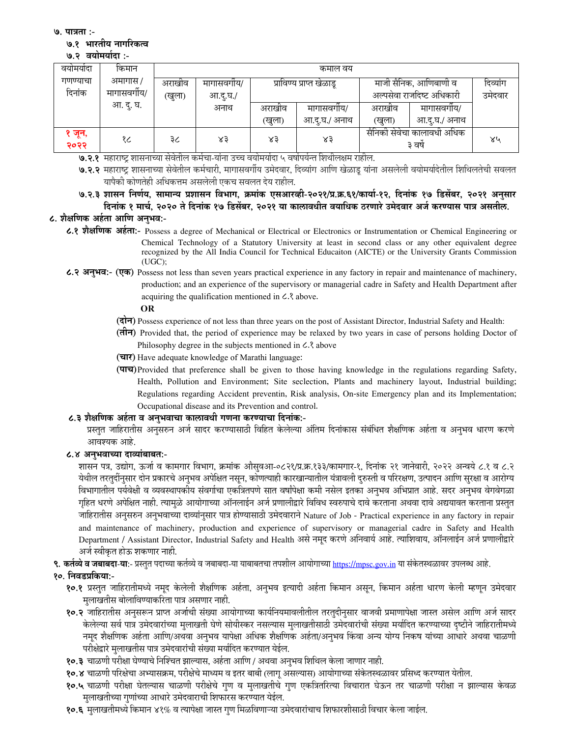**७. पात्रता :-**

**७.१ भारतीय नागरिकत्व**

**७.२ वयोमर्यादा :-**

| वयोमर्यादा गणण्याचा दिनांक | किमान अमागास / मागासवर्गीय/ आ. दु. घ. | कमाल वय | | | | | | |
|---|---|---|---|---|---|---|---|---|
| | | अराखीव (खुला) | मागासवर्गीय/ आ.दु.घ./ अनाथ | प्राविण्य प्राप्त खेळाडू | | माजी सैनिक, आणिबाणी व अल्पसेवा राजदिष्ट अधिकारी | | दिव्यांग उमेदवार |
| | | | | अराखीव (खुला) | मागासवर्गीय/ आ.दु.घ./ अनाथ | अराखीव (खुला) | मागासवर्गीय/ आ.दु.घ./ अनाथ | |
| १ जून, २०२२ | १८ | ३८ | ४३ | ४३ | ४३ | सैनिकी सेवेचा कालावधी अधिक ३ वर्षे | | ४५ |

**७.२.१** महाराष्ट्र शासनाच्या सेवेतील कर्मचा-यांना उच्च वयोमर्यादा ५ वर्षापर्यन्त शिथीलक्षम राहील.

**७.२.२** महाराष्ट्र शासनाच्या सेवेतील कर्मचारी, मागासवर्गीय उमेदवार, दिव्यांग आणि खेळाडू यांना असलेली वयोमर्यादेतील शिथिलतेची सवलत यापैकी कोणतेही अधिकत्तम असलेली एकच सवलत देय राहील.

**७.२.३ शासन निर्णय, सामान्य प्रशासन विभाग, क्रमांक एसआरव्ही-२०२१/प्र.क्र.६१/कार्या-१२, दिनांक १७ डिसेंबर, २०२१ अनुसार दिनांक १ मार्च, २०२० ते दिनांक १७ डिसेंबर, २०२१ या कालावधीत वयाधिक ठरणारे उमेदवार अर्ज करण्यास पात्र असतील.**

**८. शैक्षणिक अर्हता आणि अनुभव:-**

**८.१ शैक्षणिक अर्हता:-** Possess a degree of Mechanical or Electrical or Electronics or Instrumentation or Chemical Engineering or Chemical Technology of a Statutory University at least in second class or any other equivalent degree recognized by the All India Council for Technical Educaiton (AICTE) or the University Grants Commission (UGC);

**८.२ अनुभव:- (एक)** Possess not less than seven years practical experience in any factory in repair and maintenance of machinery, production; and an experience of the supervisory or managerial cadre in Safety and Health Department after acquiring the qualification mentioned in ८.१ above.

**OR**

**(दोन)** Possess experience of not less than three years on the post of Assistant Director, Industrial Safety and Health:

**(तीन)** Provided that, the period of experience may be relaxed by two years in case of persons holding Doctor of Philosophy degree in the subjects mentioned in ८.१ above

**(चार)** Have adequate knowledge of Marathi language:

**(पाच)** Provided that preference shall be given to those having knowledge in the regulations regarding Safety, Health, Pollution and Environment; Site seclection, Plants and machinery layout, Industrial building; Regulations regarding Accident preventin, Risk analysis, On-site Emergency plan and its Implementation; Occupational disease and its Prevention and control.

**८.३ शैक्षणिक अर्हता व अनुभवाचा कालावधी गणना करण्याचा दिनांक:-**

प्रस्तुत जाहिरातीस अनुसरुन अर्ज सादर करण्यासाठी विहित केलेल्या अंतिम दिनांकास संबंधित शैक्षणिक अर्हता व अनुभव धारण करणे आवश्यक आहे.

**८.४ अनुभवाच्या दाव्यांबाबत:-**

शासन पत्र, उद्योग, ऊर्जा व कामगार विभाग, क्रमांक औसुवआ-०८२१/प्र.क्र.१३३/कामगार-१, दिनांक २१ जानेवारी, २०२२ अन्वये ८.१ व ८.२ येथील तरतुदींनुसार दोन प्रकारचे अनुभव अपेक्षित नसून, कोणत्याही कारखान्यातील यंत्रावली दुरुस्ती व परिरक्षण, उत्पादन आणि सुरक्षा व आरोग्य विभागातील पर्यवेक्षी व व्यवस्थापकीय संवर्गाचा एकत्रितपणे सात वर्षांपेक्षा कमी नसेल इतका अनुभव अभिप्रात आहे. सदर अनुभव वेगवेगळा गृहित धरणे अपेक्षित नाही. त्यामुळे आयोगाच्या ऑनलाईन अर्ज प्रणालीद्वारे विविध स्वरुपाचे दावे करताना अथवा दावे अद्ययावत करताना प्रस्तुत जाहिरातीस अनुसरुन अनुभवाच्या दाव्यांनुसार पात्र होण्यासाठी उमेदवाराने Nature of Job - Practical experience in any factory in repair and maintenance of machinery, production and experience of supervisory or managerial cadre in Safety and Health Department / Assistant Director, Industrial Safety and Health असे नमूद करणे अनिवार्य आहे. त्याशिवाय, ऑनलाईन अर्ज प्रणालीद्वारे अर्ज स्वीकृत होऊ शकणार नाही.

**९. कर्तव्ये व जबाबदा-या**:- प्रस्तुत पदाच्या कर्तव्ये व जबाबदा-या याबाबतचा तपशील आयोगाच्या https://mpsc.gov.in या संकेतस्थळावर उपलब्ध आहे.

**१०. निवडप्रकिया:-**

**१०.१** प्रस्तुत जाहिरातीमध्ये नमूद केलेली शैक्षणिक अर्हता, अनुभव इत्यादी अर्हता किमान असून, किमान अर्हता धारण केली म्हणून उमेदवार मुलाखतीस बोलाविण्याकरिता पात्र असणार नाही.

**१०.२** जाहिरातीस अनुसरून प्राप्त अर्जाची संख्या आयोगाच्या कार्यनियमावलीतील तरतुदीनुसार वाजवी प्रमाणापेक्षा जास्त असेल आणि अर्ज सादर केलेल्या सर्व पात्र उमेदवारांच्या मुलाखती घेणे सोयीस्कर नसल्यास मुलाखतीसाठी उमेदवारांची संख्या मर्यादित करण्याच्या दृष्टीने जाहिरातीमध्ये नमूद शैक्षणिक अर्हता आणि/अथवा अनुभव यापेक्षा अधिक शैक्षणिक अर्हता/अनुभव किंवा अन्य योग्य निकष यांच्या आधारे अथवा चाळणी परीक्षेद्वारे मुलाखतीस पात्र उमेदवारांची संख्या मर्यादित करण्यात येईल.

**१०.३** चाळणी परीक्षा घेण्याचे निश्चित झाल्यास, अर्हता आणि / अथवा अनुभव शिथिल केला जाणार नाही.

**१०.४** चाळणी परिक्षेचा अभ्यासक्रम, परीक्षेचे माध्यम व इतर बाबी (लागू असल्यास) आयोगाच्या संकेतस्थळावर प्रसिध्द करण्यात येतील.

**१०.५** चाळणी परीक्षा घेतल्यास चाळणी परीक्षेचे गुण व मुलाखतीचे गुण एकत्रितरित्या विचारात घेऊन तर चाळणी परीक्षा न झाल्यास केवळ मुलाखतीच्या गुणांच्या आधारे उमेदवाराची शिफारस करण्यात येईल.

**१०.६** मुलाखतीमध्ये किमान ४१% व त्यापेक्षा जास्त गुण मिळविणाऱ्या उमेदवारांचाच शिफारशीसाठी विचार केला जाईल.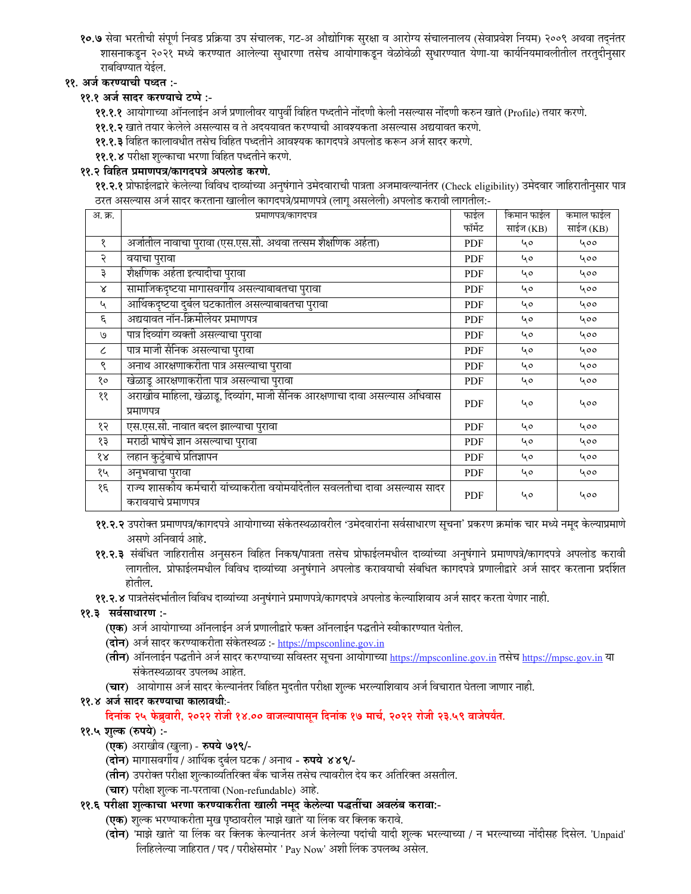**१०.७** सेवा भरतीची संपूर्ण निवड प्रक्रिया उप संचालक, गट-अ औद्योगिक सुरक्षा व आरोग्य संचालनालय (सेवाप्रवेश नियम) २००९ अथवा तद्नंतर शासनाकडून २०२१ मध्ये करण्यात आलेल्या सुधारणा तसेच आयोगाकडून वेळोवेळी सुधारण्यात येणा-या कार्यनियमावलीतील तरतुदीनुसार राबविण्यात येईल.

## ११. अर्ज करण्याची पध्दत :-

### ११.१ अर्ज सादर करण्याचे टप्पे :-

**११.१.१** आयोगाच्या ऑनलाईन अर्ज प्रणालीवर यापुर्वी विहित पध्दतीने नोंदणी केली नसल्यास नोंदणी करुन खाते (Profile) तयार करणे.

**११.१.२** खाते तयार केलेले असल्यास व ते अदययावत करण्याची आवश्यकता असल्यास अद्ययावत करणे.

**११.१.३** विहित कालावधीत तसेच विहित पध्दतीने आवश्यक कागदपत्रे अपलोड करून अर्ज सादर करणे.

**११.१.४** परीक्षा शुल्काचा भरणा विहित पध्दतीने करणे.

### ११.२ विहित प्रमाणपत्र/कागदपत्रे अपलोड करणे.

**११.२.१** प्रोफाईलद्वारे केलेल्या विविध दाव्यांच्या अनुषंगाने उमेदवाराची पात्रता अजमावल्यानंतर (Check eligibility) उमेदवार जाहिरातीनुसार पात्र ठरत असल्यास अर्ज सादर करताना खालील कागदपत्रे/प्रमाणपत्रे (लागू असलेली) अपलोड करावी लागतील:-

| अ. क्र. | प्रमाणपत्र/कागदपत्र | फाईल फॉर्मेट | किमान फाईल साईज (KB) | कमाल फाईल साईज (KB) |
|---|---|---|---|---|
| १ | अर्जातील नावाचा पुरावा (एस.एस.सी. अथवा तत्सम शैक्षणिक अर्हता) | PDF | ५० | ५०० |
| २ | वयाचा पुरावा | PDF | ५० | ५०० |
| ३ | शैक्षणिक अर्हता इत्यादीचा पुरावा | PDF | ५० | ५०० |
| ४ | सामाजिकदृष्टया मागासवर्गीय असल्याबाबतचा पुरावा | PDF | ५० | ५०० |
| ५ | आर्थिकदृष्ट्या दुर्बल घटकातील असल्याबाबतचा पुरावा | PDF | ५० | ५०० |
| ६ | अद्ययावत नॉन-क्रिमीलेयर प्रमाणपत्र | PDF | ५० | ५०० |
| ७ | पात्र दिव्यांग व्यक्ती असल्याचा पुरावा | PDF | ५० | ५०० |
| ८ | पात्र माजी सैनिक असल्याचा पुरावा | PDF | ५० | ५०० |
| ९ | अनाथ आरक्षणाकरीता पात्र असल्याचा पुरावा | PDF | ५० | ५०० |
| १० | खेळाडू आरक्षणाकरीता पात्र असल्याचा पुरावा | PDF | ५० | ५०० |
| ११ | अराखीव महिला, खेळाडू, दिव्यांग, माजी सैनिक आरक्षणाचा दावा असल्यास अधिवास प्रमाणपत्र | PDF | ५० | ५०० |
| १२ | एस.एस.सी. नावात बदल झाल्याचा पुरावा | PDF | ५० | ५०० |
| १३ | मराठी भाषेचे ज्ञान असल्याचा पुरावा | PDF | ५० | ५०० |
| १४ | लहान कुटुंबाचे प्रतिज्ञापन | PDF | ५० | ५०० |
| १५ | अनुभवाचा पुरावा | PDF | ५० | ५०० |
| १६ | राज्य शासकीय कर्मचारी यांच्याकरीता वयोमर्यादेतील सवलतीचा दावा असल्यास सादर करावयाचे प्रमाणपत्र | PDF | ५० | ५०० |

**११.२.२** उपरोक्त प्रमाणपत्र/कागदपत्रे आयोगाच्या संकेतस्थळावरील 'उमेदवारांना सर्वसाधारण सूचना' प्रकरण क्रमांक चार मध्ये नमूद केल्याप्रमाणे असणे अनिवार्य आहे.

**११.२.३** संबंधित जाहिरातीस अनुसरुन विहित निकष/पात्रता तसेच प्रोफाईलमधील दाव्यांच्या अनुषंगाने प्रमाणपत्रे/कागदपत्रे अपलोड करावी लागतील. प्रोफाईलमधील विविध दाव्यांच्या अनुषंगाने अपलोड करावयाची संबधित कागदपत्रे प्रणालीद्वारे अर्ज सादर करताना प्रदर्शित होतील.

**११.२.४** पात्रतेसंदर्भातील विविध दाव्यांच्या अनुषंगाने प्रमाणपत्रे/कागदपत्रे अपलोड केल्याशिवाय अर्ज सादर करता येणार नाही.

### ११.३ सर्वसाधारण :-

**(एक)** अर्ज आयोगाच्या ऑनलाईन अर्ज प्रणालीद्वारे फक्त ऑनलाईन पद्धतीने स्वीकारण्यात येतील.

**(दोन)** अर्ज सादर करण्याकरीता संकेतस्थळ :- https://mpsconline.gov.in

**(तीन)** ऑनलाईन पद्धतीने अर्ज सादर करण्याच्या सविस्तर सूचना आयोगाच्या https://mpsconline.gov.in तसेच https://mpsc.gov.in या संकेतस्थळावर उपलब्ध आहेत.

**(चार)** आयोगास अर्ज सादर केल्यानंतर विहित मुदतीत परीक्षा शुल्क भरल्याशिवाय अर्ज विचारात घेतला जाणार नाही.

### ११.४ अर्ज सादर करण्याचा कालावधी:-

**दिनांक २५ फेब्रुवारी, २०२२ रोजी १४.०० वाजल्यापासून दिनांक १७ मार्च, २०२२ रोजी २३.५९ वाजेपर्यंत.**

### ११.५ शुल्क (रुपये) :-

**(एक)** अराखीव (खुला) - **रुपये ७१९/-**

**(दोन)** मागासवर्गीय / आर्थिक दुर्बल घटक / अनाथ - **रुपये ४४९/-**

**(तीन)** उपरोक्त परीक्षा शुल्काव्यतिरिक्त बँक चार्जेस तसेच त्यावरील देय कर अतिरिक्त असतील.

**(चार)** परीक्षा शुल्क ना-परतावा (Non-refundable) आहे.

### ११.६ परीक्षा शुल्काचा भरणा करण्याकरीता खाली नमूद केलेल्या पद्धतींचा अवलंब करावा:-

**(एक)** शुल्क भरण्याकरीता मुख पृष्ठावरील 'माझे खाते' या लिंक वर क्लिक करावे.

**(दोन)** 'माझे खाते' या लिंक वर क्लिक केल्यानंतर अर्ज केलेल्या पदांची यादी शुल्क भरल्याच्या / न भरल्याच्या नोंदीसह दिसेल. 'Unpaid' लिहिलेल्या जाहिरात / पद / परीक्षेसमोर ' Pay Now' अशी लिंक उपलब्ध असेल.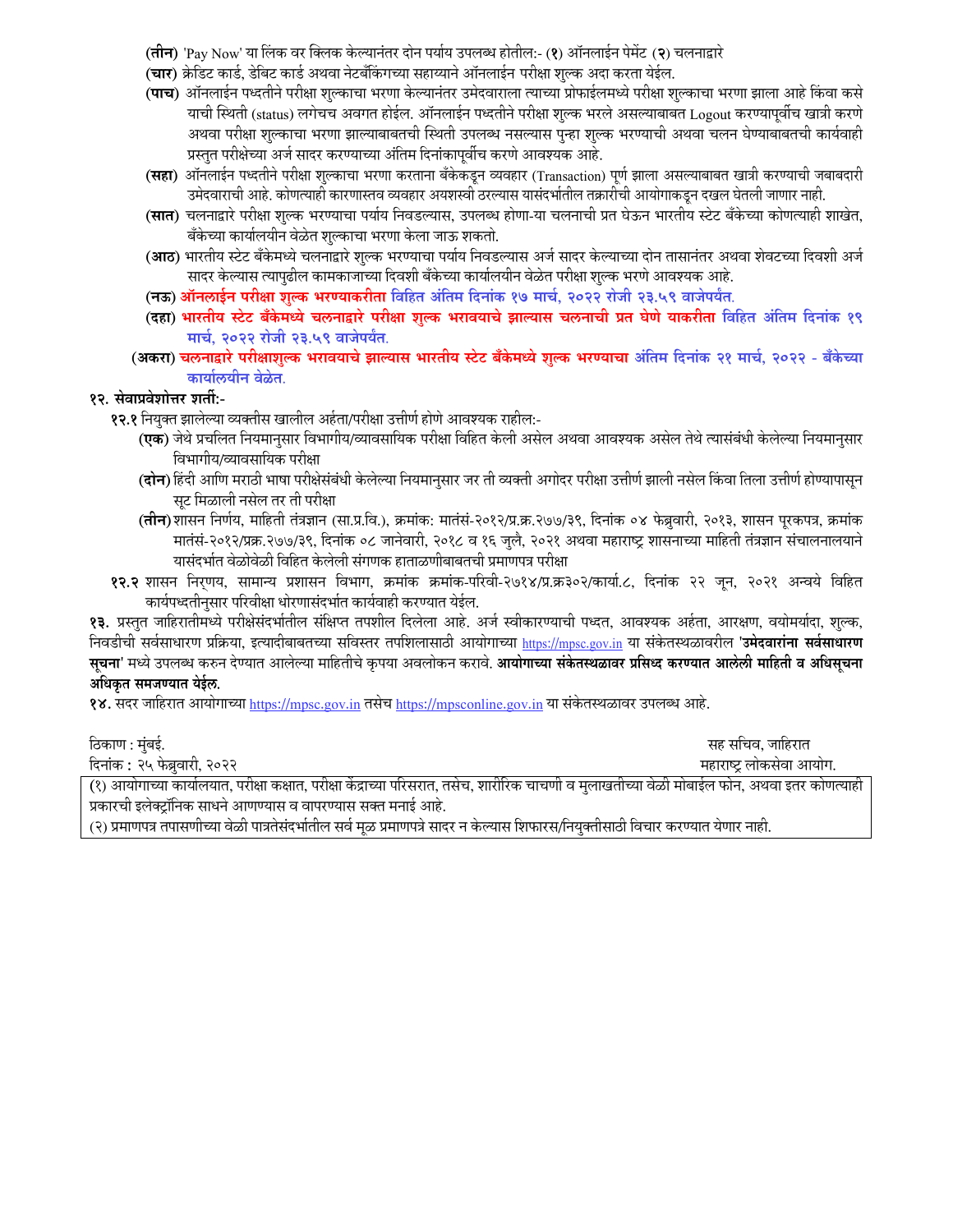**(तीन)** 'Pay Now' या लिंक वर क्लिक केल्यानंतर दोन पर्याय उपलब्ध होतील:- (**१**) ऑनलाईन पेमेंट (**२**) चलनाद्वारे

**(चार)** क्रेडिट कार्ड, डेबिट कार्ड अथवा नेटबँकिंगच्या सहाय्याने ऑनलाईन परीक्षा शुल्क अदा करता येईल.

**(पाच)** ऑनलाईन पध्दतीने परीक्षा शुल्काचा भरणा केल्यानंतर उमेदवाराला त्याच्या प्रोफाईलमध्ये परीक्षा शुल्काचा भरणा झाला आहे किंवा कसे याची स्थिती (status) लगेचच अवगत होईल. ऑनलाईन पध्दतीने परीक्षा शुल्क भरले असल्याबाबत Logout करण्यापूर्वीच खात्री करणे अथवा परीक्षा शुल्काचा भरणा झाल्याबाबतची स्थिती उपलब्ध नसल्यास पुन्हा शुल्क भरण्याची अथवा चलन घेण्याबाबतची कार्यवाही प्रस्तुत परीक्षेच्या अर्ज सादर करण्याच्या अंतिम दिनांकापूर्वीच करणे आवश्यक आहे.

**(सहा)** ऑनलाईन पध्दतीने परीक्षा शुल्काचा भरणा करताना बँकेकडून व्यवहार (Transaction) पूर्ण झाला असल्याबाबत खात्री करण्याची जबाबदारी उमेदवाराची आहे. कोणत्याही कारणास्तव व्यवहार अयशस्वी ठरल्यास यासंदर्भातील तक्रारीची आयोगाकडून दखल घेतली जाणार नाही.

**(सात)** चलनाद्वारे परीक्षा शुल्क भरण्याचा पर्याय निवडल्यास, उपलब्ध होणा-या चलनाची प्रत घेऊन भारतीय स्टेट बँकेच्या कोणत्याही शाखेत, बँकेच्या कार्यालयीन वेळेत शुल्काचा भरणा केला जाऊ शकतो.

**(आठ)** भारतीय स्टेट बँकेमध्ये चलनाद्वारे शुल्क भरण्याचा पर्याय निवडल्यास अर्ज सादर केल्याच्या दोन तासानंतर अथवा शेवटच्या दिवशी अर्ज सादर केल्यास त्यापुढील कामकाजाच्या दिवशी बँकेच्या कार्यालयीन वेळेत परीक्षा शुल्क भरणे आवश्यक आहे.

**(नऊ) ऑनलाईन परीक्षा शुल्क भरण्याकरीता विहित अंतिम दिनांक १७ मार्च, २०२२ रोजी २३.५९ वाजेपर्यंत.**

**(दहा) भारतीय स्टेट बँकेमध्ये चलनाद्वारे परीक्षा शुल्क भरावयाचे झाल्यास चलनाची प्रत घेणे याकरीता विहित अंतिम दिनांक १९ मार्च, २०२२ रोजी २३.५९ वाजेपर्यंत.**

**(अकरा) चलनाद्वारे परीक्षाशुल्क भरावयाचे झाल्यास भारतीय स्टेट बँकेमध्ये शुल्क भरण्याचा अंतिम दिनांक २१ मार्च, २०२२ - बँकेच्या कार्यालयीन वेळेत.**

**१२. सेवाप्रवेशोत्तर शर्ती:-**

**१२.१** नियुक्त झालेल्या व्यक्तीस खालील अर्हता/परीक्षा उत्तीर्ण होणे आवश्यक राहील:-

**(एक)** जेथे प्रचलित नियमानुसार विभागीय/व्यावसायिक परीक्षा विहित केली असेल अथवा आवश्यक असेल तेथे त्यासंबंधी केलेल्या नियमानुसार विभागीय/व्यावसायिक परीक्षा

**(दोन)** हिंदी आणि मराठी भाषा परीक्षेसंबंधी केलेल्या नियमानुसार जर ती व्यक्ती अगोदर परीक्षा उत्तीर्ण झाली नसेल किंवा तिला उत्तीर्ण होण्यापासून सूट मिळाली नसेल तर ती परीक्षा

**(तीन)** शासन निर्णय, माहिती तंत्रज्ञान (सा.प्र.वि.), क्रमांक: मातंसं-२०१२/प्र.क्र.२७७/३९, दिनांक ०४ फेब्रुवारी, २०१३, शासन पूरकपत्र, क्रमांक मातंसं-२०१२/प्रक्र.२७७/३९, दिनांक ०८ जानेवारी, २०१८ व १६ जुलै, २०२१ अथवा महाराष्ट्र शासनाच्या माहिती तंत्रज्ञान संचालनालयाने यासंदर्भात वेळोवेळी विहित केलेली संगणक हाताळणीबाबतची प्रमाणपत्र परीक्षा

**१२.२** शासन निर्णय, सामान्य प्रशासन विभाग, क्रमांक क्रमांक-परिवी-२७१४/प्र.क्र३०२/कार्या.८, दिनांक २२ जून, २०२१ अन्वये विहित कार्यपध्दतीनुसार परिवीक्षा धोरणासंदर्भात कार्यवाही करण्यात येईल.

**१३.** प्रस्तुत जाहिरातीमध्ये परीक्षेसंदर्भातील संक्षिप्त तपशील दिलेला आहे. अर्ज स्वीकारण्याची पध्दत, आवश्यक अर्हता, आरक्षण, वयोमर्यादा, शुल्क, निवडीची सर्वसाधारण प्रक्रिया, इत्यादीबाबतच्या सविस्तर तपशिलासाठी आयोगाच्या https://mpsc.gov.in या संकेतस्थळावरील '**उमेदवारांना सर्वसाधारण सूचना**' मध्ये उपलब्ध करुन देण्यात आलेल्या माहितीचे कृपया अवलोकन करावे. **आयोगाच्या संकेतस्थळावर प्रसिध्द करण्यात आलेली माहिती व अधिसूचना अधिकृत समजण्यात येईल.**

**१४.** सदर जाहिरात आयोगाच्या https://mpsc.gov.in तसेच https://mpsconline.gov.in या संकेतस्थळावर उपलब्ध आहे.

ठिकाण : मुंबई.
दिनांक : २५ फेब्रुवारी, २०२२

सह सचिव, जाहिरात
महाराष्ट्र लोकसेवा आयोग.

(१) आयोगाच्या कार्यालयात, परीक्षा कक्षात, परीक्षा केंद्राच्या परिसरात, तसेच, शारीरिक चाचणी व मुलाखतीच्या वेळी मोबाईल फोन, अथवा इतर कोणत्याही प्रकारची इलेक्ट्रॉनिक साधने आणण्यास व वापरण्यास सक्त मनाई आहे.
(२) प्रमाणपत्र तपासणीच्या वेळी पात्रतेसंदर्भातील सर्व मूळ प्रमाणपत्रे सादर न केल्यास शिफारस/नियुक्तीसाठी विचार करण्यात येणार नाही.